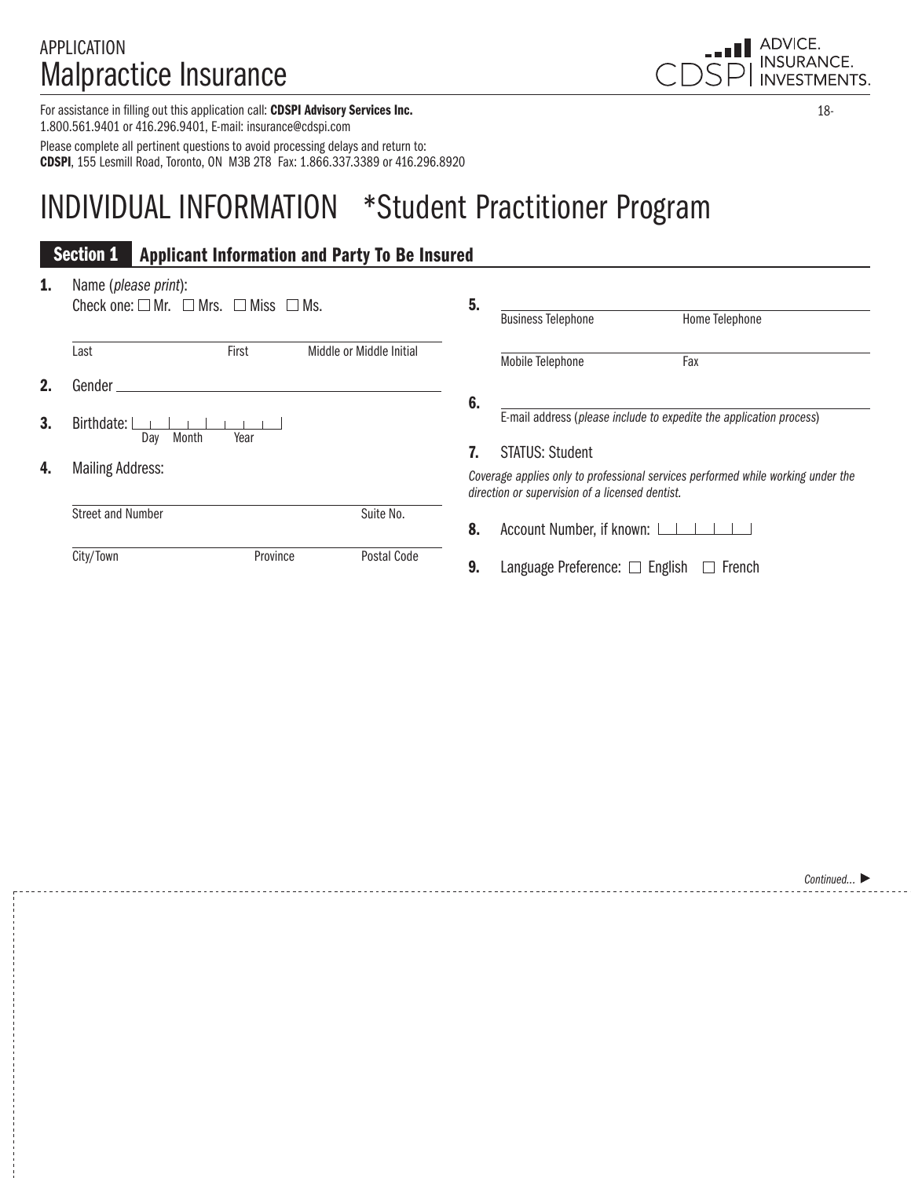APPLICATION

# Malpractice Insurance

ADVICE. INSURANCE. INVESTMENTS.
CDSPI

18-

For assistance in filling out this application call: **CDSPI Advisory Services Inc.**
1.800.561.9401 or 416.296.9401, E-mail: insurance@cdspi.com

Please complete all pertinent questions to avoid processing delays and return to:
**CDSPI**, 155 Lesmill Road, Toronto, ON M3B 2T8 Fax: 1.866.337.3389 or 416.296.8920

# INDIVIDUAL INFORMATION *Student Practitioner Program

## Section 1 Applicant Information and Party To Be Insured

**1.** Name (*please print*):
Check one: ☐ Mr. ☐ Mrs. ☐ Miss ☐ Ms.

Last ____________ First ____________ Middle or Middle Initial ____________

**2.** Gender ____________

**3.** Birthdate: Day | Month | Year

**4.** Mailing Address:

Street and Number ____________ Suite No. ____________

City/Town ____________ Province ____________ Postal Code ____________

**5.** Business Telephone ____________ Home Telephone ____________

Mobile Telephone ____________ Fax ____________

**6.** E-mail address (*please include to expedite the application process*) ____________

**7.** STATUS: Student

*Coverage applies only to professional services performed while working under the direction or supervision of a licensed dentist.*

**8.** Account Number, if known: ____________

**9.** Language Preference: ☐ English ☐ French

*Continued...* ►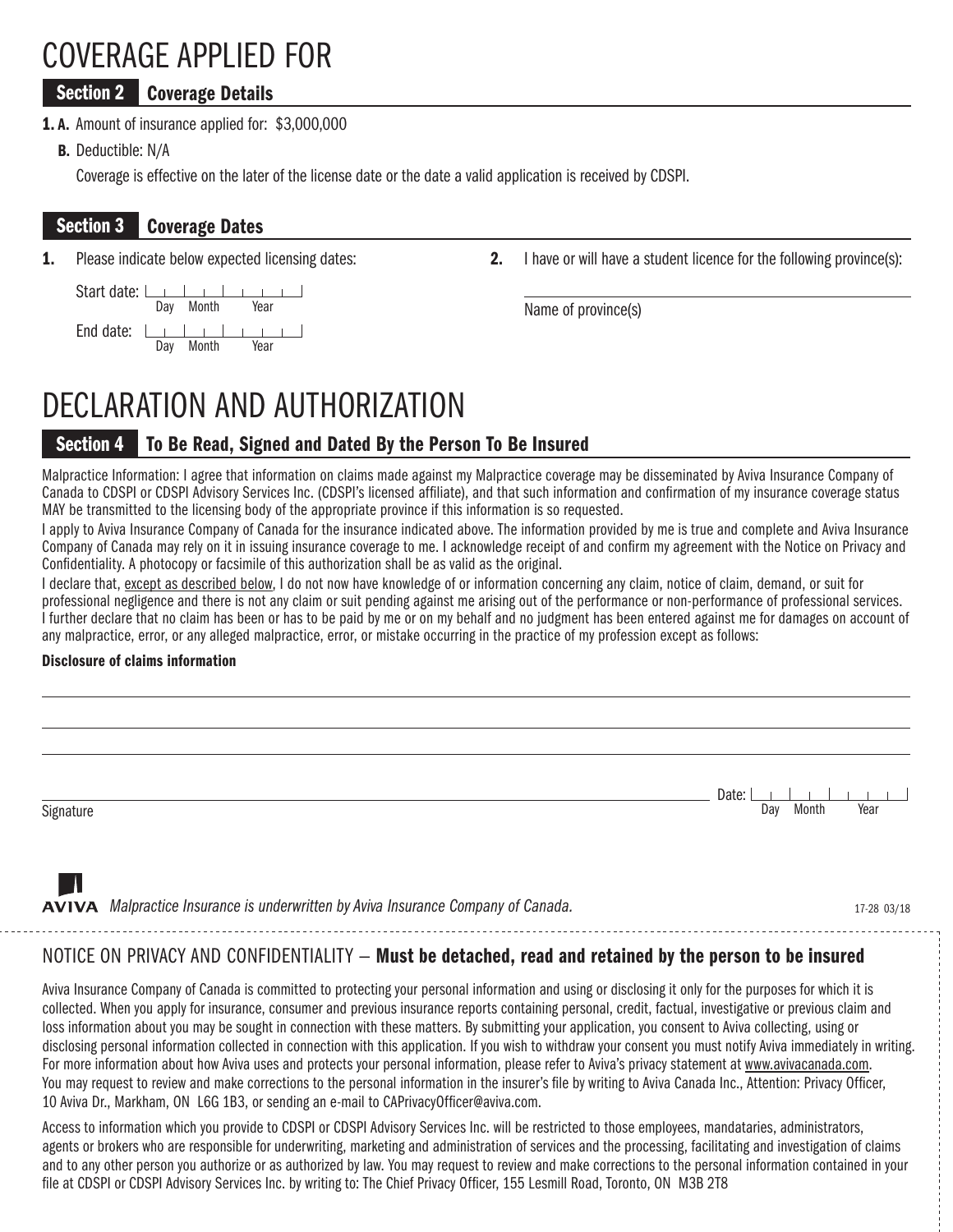# COVERAGE APPLIED FOR

## Section 2 Coverage Details

**1. A.** Amount of insurance applied for: $3,000,000

**B.** Deductible: N/A

Coverage is effective on the later of the license date or the date a valid application is received by CDSPI.

## Section 3 Coverage Dates

**1.** Please indicate below expected licensing dates:

Start date: ___ ___ ___ (Day Month Year)

End date: ___ ___ ___ (Day Month Year)

**2.** I have or will have a student licence for the following province(s):

_______________________________________

Name of province(s)

# DECLARATION AND AUTHORIZATION

## Section 4 To Be Read, Signed and Dated By the Person To Be Insured

Malpractice Information: I agree that information on claims made against my Malpractice coverage may be disseminated by Aviva Insurance Company of Canada to CDSPI or CDSPI Advisory Services Inc. (CDSPI's licensed affiliate), and that such information and confirmation of my insurance coverage status MAY be transmitted to the licensing body of the appropriate province if this information is so requested.

I apply to Aviva Insurance Company of Canada for the insurance indicated above. The information provided by me is true and complete and Aviva Insurance Company of Canada may rely on it in issuing insurance coverage to me. I acknowledge receipt of and confirm my agreement with the Notice on Privacy and Confidentiality. A photocopy or facsimile of this authorization shall be as valid as the original.

I declare that, except as described below, I do not now have knowledge of or information concerning any claim, notice of claim, demand, or suit for professional negligence and there is not any claim or suit pending against me arising out of the performance or non-performance of professional services. I further declare that no claim has been or has to be paid by me or on my behalf and no judgment has been entered against me for damages on account of any malpractice, error, or any alleged malpractice, error, or mistake occurring in the practice of my profession except as follows:

**Disclosure of claims information**

_______________________________________

_______________________________________

_______________________________________

_______________________________________ Date: ___ ___ ___ (Day Month Year)

Signature

AVIVA *Malpractice Insurance is underwritten by Aviva Insurance Company of Canada.*

17-28 03/18

## NOTICE ON PRIVACY AND CONFIDENTIALITY – Must be detached, read and retained by the person to be insured

Aviva Insurance Company of Canada is committed to protecting your personal information and using or disclosing it only for the purposes for which it is collected. When you apply for insurance, consumer and previous insurance reports containing personal, credit, factual, investigative or previous claim and loss information about you may be sought in connection with these matters. By submitting your application, you consent to Aviva collecting, using or disclosing personal information collected in connection with this application. If you wish to withdraw your consent you must notify Aviva immediately in writing. For more information about how Aviva uses and protects your personal information, please refer to Aviva's privacy statement at www.avivacanada.com. You may request to review and make corrections to the personal information in the insurer's file by writing to Aviva Canada Inc., Attention: Privacy Officer, 10 Aviva Dr., Markham, ON L6G 1B3, or sending an e-mail to CAPrivacyOfficer@aviva.com.

Access to information which you provide to CDSPI or CDSPI Advisory Services Inc. will be restricted to those employees, mandataries, administrators, agents or brokers who are responsible for underwriting, marketing and administration of services and the processing, facilitating and investigation of claims and to any other person you authorize or as authorized by law. You may request to review and make corrections to the personal information contained in your file at CDSPI or CDSPI Advisory Services Inc. by writing to: The Chief Privacy Officer, 155 Lesmill Road, Toronto, ON M3B 2T8